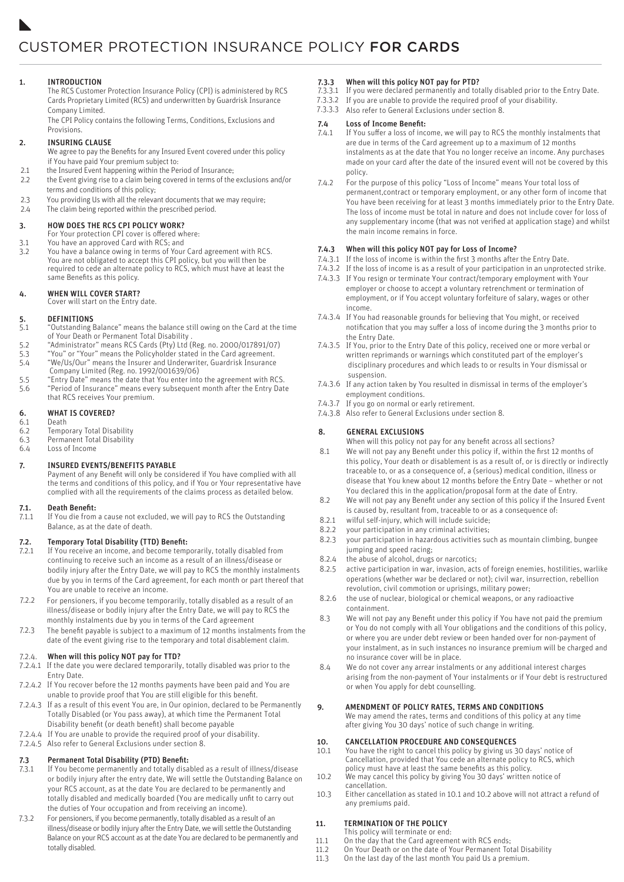# CUSTOMER PROTECTION INSURANCE POLICY **FOR CARDS**

## 1. INTRODUCTION

The RCS Customer Protection Insurance Policy (CPI) is administered by RCS Cards Proprietary Limited (RCS) and underwritten by Guardrisk Insurance Company Limited.

The CPI Policy contains the following Terms, Conditions, Exclusions and Provisions.

## 2. INSURING CLAUSE

We agree to pay the Benefits for any Insured Event covered under this policy if You have paid Your premium subject to:

- 2.1 the Insured Event happening within the Period of Insurance;
- 2.2 the Event giving rise to a claim being covered in terms of the exclusions and/or terms and conditions of this policy;
- 2.3 You providing Us with all the relevant documents that we may require;
- 2.4 The claim being reported within the prescribed period.

## 3. HOW DOES THE RCS CPI POLICY WORK?

For Your protection CPI cover is offered where:

- 3.1 You have an approved Card with RCS; and
- 3.2 You have a balance owing in terms of Your Card agreement with RCS. You are not obligated to accept this CPI policy, but you will then be required to cede an alternate policy to RCS, which must have at least the same Benefits as this policy.

## 4. WHEN WILL COVER START?

Cover will start on the Entry date.

## 5. DEFINITIONS

- 5.1 "Outstanding Balance" means the balance still owing on the Card at the time of Your Death or Permanent Total Disability .
- 5.2 "Administrator" means RCS Cards (Pty) Ltd (Reg. no. 2000/017891/07)
- 5.3 "You" or "Your" means the Policyholder stated in the Card agreement.
- 5.4 "We/Us/Our" means the Insurer and Underwriter, Guardrisk Insurance Company Limited (Reg. no. 1992/001639/06)
- 5.5 "Entry Date" means the date that You enter into the agreement with RCS.
- 5.6 "Period of Insurance" means every subsequent month after the Entry Date that RCS receives Your premium.

## 6. WHAT IS COVERED?

- 6.1 Death
- 6.2 Temporary Total Disability
- 6.3 Permanent Total Disability
- 6.4 Loss of Income

## 7. INSURED EVENTS/BENEFITS PAYABLE

Payment of any Benefit will only be considered if You have complied with all the terms and conditions of this policy, and if You or Your representative have complied with all the requirements of the claims process as detailed below.

### 7.1. Death Benefit:

7.1.1 If You die from a cause not excluded, we will pay to RCS the Outstanding Balance, as at the date of death.

### 7.2. Temporary Total Disability (TTD) Benefit:

7.2.1 If You receive an income, and become temporarily, totally disabled from continuing to receive such an income as a result of an illness/disease or bodily injury after the Entry Date, we will pay to RCS the monthly instalments due by you in terms of the Card agreement, for each month or part thereof that You are unable to receive an income.

7.2.2 For pensioners, if you become temporarily, totally disabled as a result of an illness/disease or bodily injury after the Entry Date, we will pay to RCS the monthly instalments due by you in terms of the Card agreement

7.2.3 The benefit payable is subject to a maximum of 12 months instalments from the date of the event giving rise to the temporary and total disablement claim.

### 7.2.4. When will this policy NOT pay for TTD?

- 7.2.4.1 If the date you were declared temporarily, totally disabled was prior to the Entry Date.
- 7.2.4.2 If You recover before the 12 months payments have been paid and You are unable to provide proof that You are still eligible for this benefit.
- 7.2.4.3 If as a result of this event You are, in Our opinion, declared to be Permanently Totally Disabled (or You pass away), at which time the Permanent Total Disability benefit (or death benefit) shall become payable
- 7.2.4.4 If You are unable to provide the required proof of your disability.
- 7.2.4.5 Also refer to General Exclusions under section 8.

### 7.3 Permanent Total Disability (PTD) Benefit:

7.3.1 If You become permanently and totally disabled as a result of illness/disease or bodily injury after the entry date, We will settle the Outstanding Balance on your RCS account, as at the date You are declared to be permanently and totally disabled and medically boarded (You are medically unfit to carry out the duties of Your occupation and from receiving an income).

7.3.2 For pensioners, if you become permanently, totally disabled as a result of an illness/disease or bodily injury after the Entry Date, we will settle the Outstanding Balance on your RCS account as at the date You are declared to be permanently and totally disabled.

### 7.3.3 When will this policy NOT pay for PTD?

- 7.3.3.1 If you were declared permanently and totally disabled prior to the Entry Date.
- 7.3.3.2 If you are unable to provide the required proof of your disability.
- 7.3.3.3 Also refer to General Exclusions under section 8.

### 7.4 Loss of Income Benefit:

7.4.1 If You suffer a loss of income, we will pay to RCS the monthly instalments that are due in terms of the Card agreement up to a maximum of 12 months instalments as at the date that You no longer receive an income. Any purchases made on your card after the date of the insured event will not be covered by this policy.

7.4.2 For the purpose of this policy "Loss of Income" means Your total loss of permanent,contract or temporary employment, or any other form of income that You have been receiving for at least 3 months immediately prior to the Entry Date. The loss of income must be total in nature and does not include cover for loss of any supplementary income (that was not verified at application stage) and whilst the main income remains in force.

### 7.4.3 When will this policy NOT pay for Loss of Income?

- 7.4.3.1 If the loss of income is within the first 3 months after the Entry Date.
- 7.4.3.2 If the loss of income is as a result of your participation in an unprotected strike.
- 7.4.3.3 If You resign or terminate Your contract/temporary employment with Your employer or choose to accept a voluntary retrenchment or termination of employment, or if You accept voluntary forfeiture of salary, wages or other income.
- 7.4.3.4 If You had reasonable grounds for believing that You might, or received notification that you may suffer a loss of income during the 3 months prior to the Entry Date.
- 7.4.3.5 If You, prior to the Entry Date of this policy, received one or more verbal or written reprimands or warnings which constituted part of the employer's disciplinary procedures and which leads to or results in Your dismissal or suspension.
- 7.4.3.6 If any action taken by You resulted in dismissal in terms of the employer's employment conditions.
- 7.4.3.7 If you go on normal or early retirement.
- 7.4.3.8 Also refer to General Exclusions under section 8.

## 8. GENERAL EXCLUSIONS

When will this policy not pay for any benefit across all sections?

8.1 We will not pay any Benefit under this policy if, within the first 12 months of this policy, Your death or disablement is as a result of, or is directly or indirectly traceable to, or as a consequence of, a (serious) medical condition, illness or disease that You knew about 12 months before the Entry Date – whether or not You declared this in the application/proposal form at the date of Entry.

8.2 We will not pay any Benefit under any section of this policy if the Insured Event is caused by, resultant from, traceable to or as a consequence of:

- 8.2.1 wilful self-injury, which will include suicide;
- 8.2.2 your participation in any criminal activities;
- 8.2.3 your participation in hazardous activities such as mountain climbing, bungee jumping and speed racing;
- 8.2.4 the abuse of alcohol, drugs or narcotics;
- 8.2.5 active participation in war, invasion, acts of foreign enemies, hostilities, warlike operations (whether war be declared or not); civil war, insurrection, rebellion revolution, civil commotion or uprisings, military power;
- 8.2.6 the use of nuclear, biological or chemical weapons, or any radioactive containment.

8.3 We will not pay any Benefit under this policy if You have not paid the premium or You do not comply with all Your obligations and the conditions of this policy, or where you are under debt review or been handed over for non-payment of your instalment, as in such instances no insurance premium will be charged and no insurance cover will be in place.

8.4 We do not cover any arrear instalments or any additional interest charges arising from the non-payment of Your instalments or if Your debt is restructured or when You apply for debt counselling.

## 9. AMENDMENT OF POLICY RATES, TERMS AND CONDITIONS

We may amend the rates, terms and conditions of this policy at any time after giving You 30 days' notice of such change in writing.

## 10. CANCELLATION PROCEDURE AND CONSEQUENCES

- 10.1 You have the right to cancel this policy by giving us 30 days' notice of Cancellation, provided that You cede an alternate policy to RCS, which policy must have at least the same benefits as this policy.
- 10.2 We may cancel this policy by giving You 30 days' written notice of cancellation.
- 10.3 Either cancellation as stated in 10.1 and 10.2 above will not attract a refund of any premiums paid.

## 11. TERMINATION OF THE POLICY

This policy will terminate or end:

- 11.1 On the day that the Card agreement with RCS ends;
- 11.2 On Your Death or on the date of Your Permanent Total Disability
- 11.3 On the last day of the last month You paid Us a premium.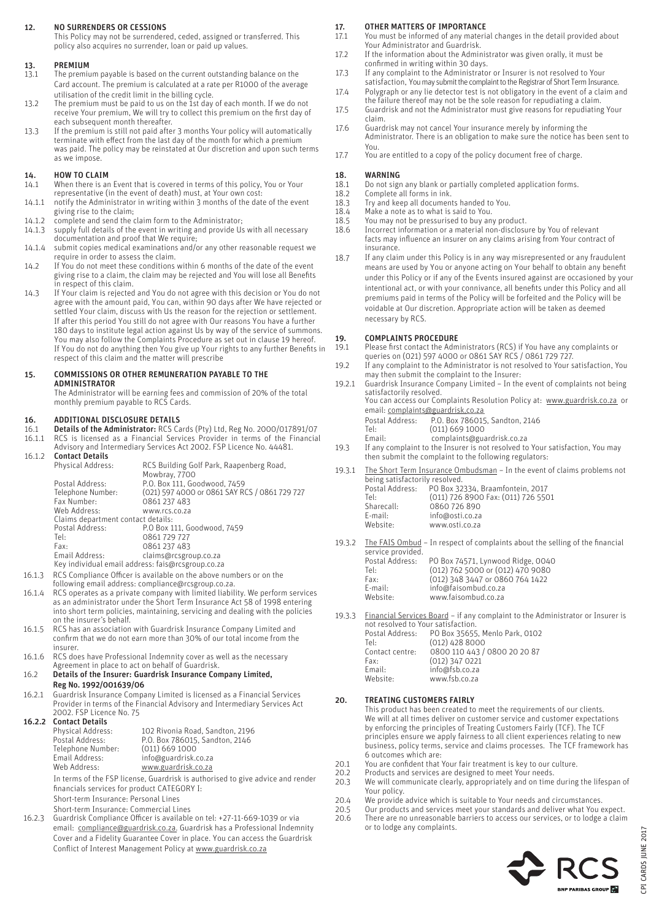## 12. NO SURRENDERS OR CESSIONS

This Policy may not be surrendered, ceded, assigned or transferred. This policy also acquires no surrender, loan or paid up values.

## 13. PREMIUM

13.1 The premium payable is based on the current outstanding balance on the Card account. The premium is calculated at a rate per R1000 of the average utilisation of the credit limit in the billing cycle.

13.2 The premium must be paid to us on the 1st day of each month. If we do not receive Your premium, We will try to collect this premium on the first day of each subsequent month thereafter.

13.3 If the premium is still not paid after 3 months Your policy will automatically terminate with effect from the last day of the month for which a premium was paid. The policy may be reinstated at Our discretion and upon such terms as we impose.

## 14. HOW TO CLAIM

14.1 When there is an Event that is covered in terms of this policy, You or Your representative (in the event of death) must, at Your own cost:

14.1.1 notify the Administrator in writing within 3 months of the date of the event giving rise to the claim;

14.1.2 complete and send the claim form to the Administrator;

14.1.3 supply full details of the event in writing and provide Us with all necessary documentation and proof that We require;

14.1.4 submit copies medical examinations and/or any other reasonable request we require in order to assess the claim.

14.2 If You do not meet these conditions within 6 months of the date of the event giving rise to a claim, the claim may be rejected and You will lose all Benefits in respect of this claim.

14.3 If Your claim is rejected and You do not agree with this decision or You do not agree with the amount paid, You can, within 90 days after We have rejected or settled Your claim, discuss with Us the reason for the rejection or settlement. If after this period You still do not agree with Our reasons You have a further 180 days to institute legal action against Us by way of the service of summons. You may also follow the Complaints Procedure as set out in clause 19 hereof. If You do not do anything then You give up Your rights to any further Benefits in respect of this claim and the matter will prescribe

## 15. COMMISSIONS OR OTHER REMUNERATION PAYABLE TO THE ADMINISTRATOR

The Administrator will be earning fees and commission of 20% of the total monthly premium payable to RCS Cards.

## 16. ADDITIONAL DISCLOSURE DETAILS

16.1 **Details of the Administrator:** RCS Cards (Pty) Ltd, Reg No. 2000/017891/07

16.1.1 RCS is licensed as a Financial Services Provider in terms of the Financial Advisory and Intermediary Services Act 2002. FSP Licence No. 44481.

16.1.2 **Contact Details**

| | |
|---|---|
| Physical Address: | RCS Building Golf Park, Raapenberg Road, Mowbray, 7700 |
| Postal Address: | P.O. Box 111, Goodwood, 7459 |
| Telephone Number: | (021) 597 4000 or 0861 SAY RCS / 0861 729 727 |
| Fax Number: | 0861 237 483 |
| Web Address: | www.rcs.co.za |
| Claims department contact details: | |
| Postal Address: | P.O Box 111, Goodwood, 7459 |
| Tel: | 0861 729 727 |
| Fax: | 0861 237 483 |
| Email Address: | claims@rcsgroup.co.za |

Key individual email address: fais@rcsgroup.co.za

16.1.3 RCS Compliance Officer is available on the above numbers or on the following email address: compliance@rcsgroup.co.za.

16.1.4 RCS operates as a private company with limited liability. We perform services as an administrator under the Short Term Insurance Act 58 of 1998 entering into short term policies, maintaining, servicing and dealing with the policies on the insurer's behalf.

16.1.5 RCS has an association with Guardrisk Insurance Company Limited and confirm that we do not earn more than 30% of our total income from the insurer.

16.1.6 RCS does have Professional Indemnity cover as well as the necessary Agreement in place to act on behalf of Guardrisk.

16.2 **Details of the Insurer: Guardrisk Insurance Company Limited, Reg No. 1992/001639/06**

16.2.1 Guardrisk Insurance Company Limited is licensed as a Financial Services Provider in terms of the Financial Advisory and Intermediary Services Act 2002. FSP Licence No. 75

16.2.2 **Contact Details**

| | |
|---|---|
| Physical Address: | 102 Rivonia Road, Sandton, 2196 |
| Postal Address: | P.O. Box 786015, Sandton, 2146 |
| Telephone Number: | (011) 669 1000 |
| Email Address: | info@guardrisk.co.za |
| Web Address: | www.guardrisk.co.za |

In terms of the FSP license, Guardrisk is authorised to give advice and render financials services for product CATEGORY I:

Short-term Insurance: Personal Lines

Short-term Insurance: Commercial Lines

16.2.3 Guardrisk Compliance Officer is available on tel: +27-11-669-1039 or via email: compliance@guardrisk.co.za. Guardrisk has a Professional Indemnity Cover and a Fidelity Guarantee Cover in place. You can access the Guardrisk Conflict of Interest Management Policy at www.guardrisk.co.za

## 17. OTHER MATTERS OF IMPORTANCE

17.1 You must be informed of any material changes in the detail provided about Your Administrator and Guardrisk.

17.2 If the information about the Administrator was given orally, it must be confirmed in writing within 30 days.

17.3 If any complaint to the Administrator or Insurer is not resolved to Your satisfaction, You may submit the complaint to the Registrar of Short Term Insurance.

17.4 Polygraph or any lie detector test is not obligatory in the event of a claim and the failure thereof may not be the sole reason for repudiating a claim.

17.5 Guardrisk and not the Administrator must give reasons for repudiating Your claim.

17.6 Guardrisk may not cancel Your insurance merely by informing the Administrator. There is an obligation to make sure the notice has been sent to You.

17.7 You are entitled to a copy of the policy document free of charge.

## 18. WARNING

18.1 Do not sign any blank or partially completed application forms.

18.2 Complete all forms in ink.

18.3 Try and keep all documents handed to You.

18.4 Make a note as to what is said to You.

18.5 You may not be pressurised to buy any product.

18.6 Incorrect information or a material non-disclosure by You of relevant facts may influence an insurer on any claims arising from Your contract of insurance.

18.7 If any claim under this Policy is in any way misrepresented or any fraudulent means are used by You or anyone acting on Your behalf to obtain any benefit under this Policy or if any of the Events insured against are occasioned by your intentional act, or with your connivance, all benefits under this Policy and all premiums paid in terms of the Policy will be forfeited and the Policy will be voidable at Our discretion. Appropriate action will be taken as deemed necessary by RCS.

## 19. COMPLAINTS PROCEDURE

19.1 Please first contact the Administrators (RCS) if You have any complaints or queries on (021) 597 4000 or 0861 SAY RCS / 0861 729 727.

19.2 If any complaint to the Administrator is not resolved to Your satisfaction, You may then submit the complaint to the Insurer:

19.2.1 Guardrisk Insurance Company Limited – In the event of complaints not being satisfactorily resolved.

You can access our Complaints Resolution Policy at: www.guardrisk.co.za or email: complaints@guardrisk.co.za

| | |
|---|---|
| Postal Address: | P.O. Box 786015, Sandton, 2146 |
| Tel: | (011) 669 1000 |
| Email: | complaints@guardrisk.co.za |

19.3 If any complaint to the Insurer is not resolved to Your satisfaction, You may then submit the complaint to the following regulators:

19.3.1 The Short Term Insurance Ombudsman – In the event of claims problems not being satisfactorily resolved.

| | |
|---|---|
| Postal Address: | PO Box 32334, Braamfontein, 2017 |
| Tel: | (011) 726 8900 Fax: (011) 726 5501 |
| Sharecall: | 0860 726 890 |
| E-mail: | info@osti.co.za |
| Website: | www.osti.co.za |

19.3.2 The FAIS Ombud – In respect of complaints about the selling of the financial service provided.

| | |
|---|---|
| Postal Address: | PO Box 74571, Lynwood Ridge, 0040 |
| Tel: | (012) 762 5000 or (012) 470 9080 |
| Fax: | (012) 348 3447 or 0860 764 1422 |
| E-mail: | info@faisombud.co.za |
| Website: | www.faisombud.co.za |

19.3.3 Financial Services Board – if any complaint to the Administrator or Insurer is not resolved to Your satisfaction.

| | |
|---|---|
| Postal Address: | PO Box 35655, Menlo Park, 0102 |
| Tel: | (012) 428 8000 |
| Contact centre: | 0800 110 443 / 0800 20 20 87 |
| Fax: | (012) 347 0221 |
| Email: | info@fsb.co.za |
| Website: | www.fsb.co.za |

## 20. TREATING CUSTOMERS FAIRLY

This product has been created to meet the requirements of our clients. We will at all times deliver on customer service and customer expectations by enforcing the principles of Treating Customers Fairly (TCF). The TCF principles ensure we apply fairness to all client experiences relating to new business, policy terms, service and claims processes. The TCF framework has 6 outcomes which are:

20.1 You are confident that Your fair treatment is key to our culture.

20.2 Products and services are designed to meet Your needs.

20.3 We will communicate clearly, appropriately and on time during the lifespan of Your policy.

20.4 We provide advice which is suitable to Your needs and circumstances.

20.5 Our products and services meet your standards and deliver what You expect.

20.6 There are no unreasonable barriers to access our services, or to lodge a claim or to lodge any complaints.

RCS
BNP PARIBAS GROUP

CPI CARDS JUNE 2017